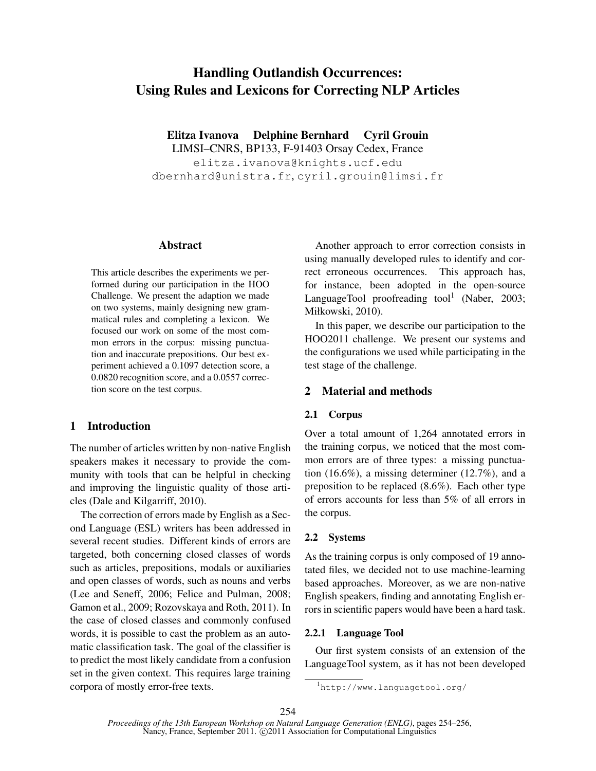# Handling Outlandish Occurrences: Using Rules and Lexicons for Correcting NLP Articles

**Elitza Ivanova    Delphine Bernhard    Cyril Grouin**

LIMSI–CNRS, BP133, F-91403 Orsay Cedex, France

elitza.ivanova@knights.ucf.edu

dbernhard@unistra.fr, cyril.grouin@limsi.fr

## Abstract

This article describes the experiments we performed during our participation in the HOO Challenge. We present the adaption we made on two systems, mainly designing new grammatical rules and completing a lexicon. We focused our work on some of the most common errors in the corpus: missing punctuation and inaccurate prepositions. Our best experiment achieved a 0.1097 detection score, a 0.0820 recognition score, and a 0.0557 correction score on the test corpus.

## 1 Introduction

The number of articles written by non-native English speakers makes it necessary to provide the community with tools that can be helpful in checking and improving the linguistic quality of those articles (Dale and Kilgarriff, 2010).

The correction of errors made by English as a Second Language (ESL) writers has been addressed in several recent studies. Different kinds of errors are targeted, both concerning closed classes of words such as articles, prepositions, modals or auxiliaries and open classes of words, such as nouns and verbs (Lee and Seneff, 2006; Felice and Pulman, 2008; Gamon et al., 2009; Rozovskaya and Roth, 2011). In the case of closed classes and commonly confused words, it is possible to cast the problem as an automatic classification task. The goal of the classifier is to predict the most likely candidate from a confusion set in the given context. This requires large training corpora of mostly error-free texts.

Another approach to error correction consists in using manually developed rules to identify and correct erroneous occurrences. This approach has, for instance, been adopted in the open-source LanguageTool proofreading tool[1] (Naber, 2003; Miłkowski, 2010).

In this paper, we describe our participation to the HOO2011 challenge. We present our systems and the configurations we used while participating in the test stage of the challenge.

## 2 Material and methods

### 2.1 Corpus

Over a total amount of 1,264 annotated errors in the training corpus, we noticed that the most common errors are of three types: a missing punctuation (16.6%), a missing determiner (12.7%), and a preposition to be replaced (8.6%). Each other type of errors accounts for less than 5% of all errors in the corpus.

### 2.2 Systems

As the training corpus is only composed of 19 annotated files, we decided not to use machine-learning based approaches. Moreover, as we are non-native English speakers, finding and annotating English errors in scientific papers would have been a hard task.

#### 2.2.1 Language Tool

Our first system consists of an extension of the LanguageTool system, as it has not been developed

[1] http://www.languagetool.org/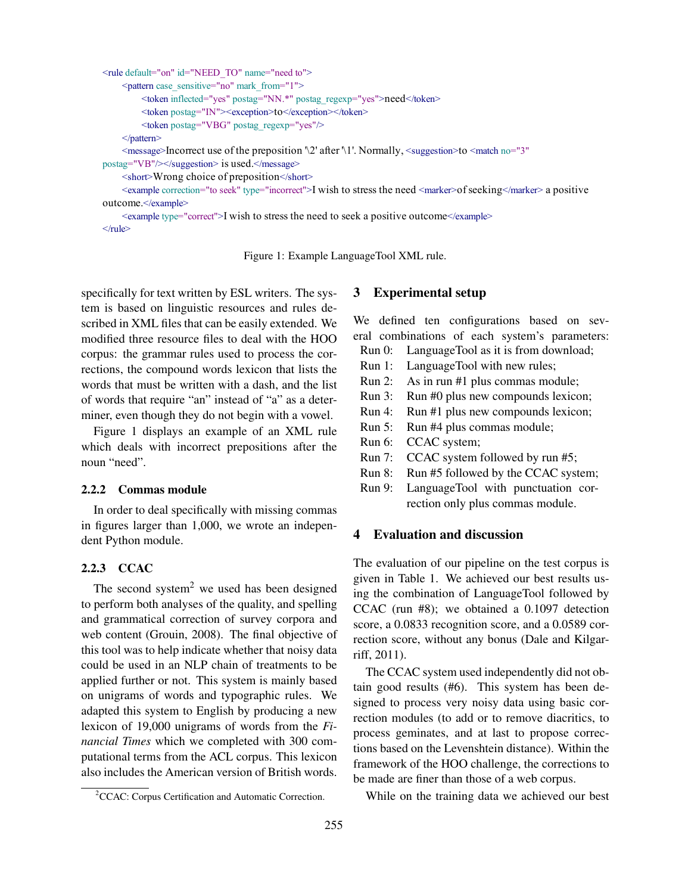```xml
<rule default="on" id="NEED_TO" name="need to">
      <pattern case_sensitive="no" mark_from="1">
            <token inflected="yes" postag="NN.*" postag_regexp="yes">need</token>
            <token postag="IN"><exception>to</exception></token>
            <token postag="VBG" postag_regexp="yes"/>
      </pattern>
      <message>Incorrect use of the preposition '\2' after '\1'. Normally, <suggestion>to <match no="3"
postag="VB"/></suggestion> is used.</message>
      <short>Wrong choice of preposition</short>
      <example correction="to seek" type="incorrect">I wish to stress the need <marker>of seeking</marker> a positive
outcome.</example>
      <example type="correct">I wish to stress the need to seek a positive outcome</example>
</rule>
```

Figure 1: Example LanguageTool XML rule.

specifically for text written by ESL writers. The system is based on linguistic resources and rules described in XML files that can be easily extended. We modified three resource files to deal with the HOO corpus: the grammar rules used to process the corrections, the compound words lexicon that lists the words that must be written with a dash, and the list of words that require "an" instead of "a" as a determiner, even though they do not begin with a vowel.

Figure 1 displays an example of an XML rule which deals with incorrect prepositions after the noun "need".

#### 2.2.2 Commas module

In order to deal specifically with missing commas in figures larger than 1,000, we wrote an independent Python module.

#### 2.2.3 CCAC

The second system[2] we used has been designed to perform both analyses of the quality, and spelling and grammatical correction of survey corpora and web content (Grouin, 2008). The final objective of this tool was to help indicate whether that noisy data could be used in an NLP chain of treatments to be applied further or not. This system is mainly based on unigrams of words and typographic rules. We adapted this system to English by producing a new lexicon of 19,000 unigrams of words from the *Financial Times* which we completed with 300 computational terms from the ACL corpus. This lexicon also includes the American version of British words.

[2] CCAC: Corpus Certification and Automatic Correction.

## 3 Experimental setup

We defined ten configurations based on several combinations of each system's parameters:

- Run 0: LanguageTool as it is from download;
- Run 1: LanguageTool with new rules;
- Run 2: As in run #1 plus commas module;
- Run 3: Run #0 plus new compounds lexicon;
- Run 4: Run #1 plus new compounds lexicon;
- Run 5: Run #4 plus commas module;
- Run 6: CCAC system;
- Run 7: CCAC system followed by run #5;
- Run 8: Run #5 followed by the CCAC system;
- Run 9: LanguageTool with punctuation correction only plus commas module.

## 4 Evaluation and discussion

The evaluation of our pipeline on the test corpus is given in Table 1. We achieved our best results using the combination of LanguageTool followed by CCAC (run #8); we obtained a 0.1097 detection score, a 0.0833 recognition score, and a 0.0589 correction score, without any bonus (Dale and Kilgarriff, 2011).

The CCAC system used independently did not obtain good results (#6). This system has been designed to process very noisy data using basic correction modules (to add or to remove diacritics, to process geminates, and at last to propose corrections based on the Levenshtein distance). Within the framework of the HOO challenge, the corrections to be made are finer than those of a web corpus.

While on the training data we achieved our best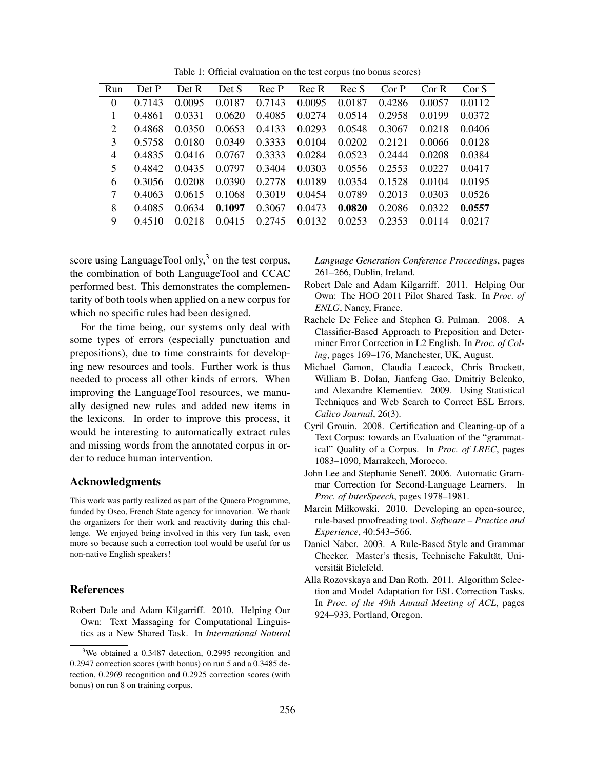Table 1: Official evaluation on the test corpus (no bonus scores)

| Run | Det P | Det R | Det S | Rec P | Rec R | Rec S | Cor P | Cor R | Cor S |
|---|---|---|---|---|---|---|---|---|---|
| 0 | 0.7143 | 0.0095 | 0.0187 | 0.7143 | 0.0095 | 0.0187 | 0.4286 | 0.0057 | 0.0112 |
| 1 | 0.4861 | 0.0331 | 0.0620 | 0.4085 | 0.0274 | 0.0514 | 0.2958 | 0.0199 | 0.0372 |
| 2 | 0.4868 | 0.0350 | 0.0653 | 0.4133 | 0.0293 | 0.0548 | 0.3067 | 0.0218 | 0.0406 |
| 3 | 0.5758 | 0.0180 | 0.0349 | 0.3333 | 0.0104 | 0.0202 | 0.2121 | 0.0066 | 0.0128 |
| 4 | 0.4835 | 0.0416 | 0.0767 | 0.3333 | 0.0284 | 0.0523 | 0.2444 | 0.0208 | 0.0384 |
| 5 | 0.4842 | 0.0435 | 0.0797 | 0.3404 | 0.0303 | 0.0556 | 0.2553 | 0.0227 | 0.0417 |
| 6 | 0.3056 | 0.0208 | 0.0390 | 0.2778 | 0.0189 | 0.0354 | 0.1528 | 0.0104 | 0.0195 |
| 7 | 0.4063 | 0.0615 | 0.1068 | 0.3019 | 0.0454 | 0.0789 | 0.2013 | 0.0303 | 0.0526 |
| 8 | 0.4085 | 0.0634 | **0.1097** | 0.3067 | 0.0473 | **0.0820** | 0.2086 | 0.0322 | **0.0557** |
| 9 | 0.4510 | 0.0218 | 0.0415 | 0.2745 | 0.0132 | 0.0253 | 0.2353 | 0.0114 | 0.0217 |

score using LanguageTool only,[3] on the test corpus, the combination of both LanguageTool and CCAC performed best. This demonstrates the complementarity of both tools when applied on a new corpus for which no specific rules had been designed.

For the time being, our systems only deal with some types of errors (especially punctuation and prepositions), due to time constraints for developing new resources and tools. Further work is thus needed to process all other kinds of errors. When improving the LanguageTool resources, we manually designed new rules and added new items in the lexicons. In order to improve this process, it would be interesting to automatically extract rules and missing words from the annotated corpus in order to reduce human intervention.

## Acknowledgments

This work was partly realized as part of the Quaero Programme, funded by Oseo, French State agency for innovation. We thank the organizers for their work and reactivity during this challenge. We enjoyed being involved in this very fun task, even more so because such a correction tool would be useful for us non-native English speakers!

## References

Robert Dale and Adam Kilgarriff. 2010. Helping Our Own: Text Massaging for Computational Linguistics as a New Shared Task. In *International Natural Language Generation Conference Proceedings*, pages 261–266, Dublin, Ireland.

Robert Dale and Adam Kilgarriff. 2011. Helping Our Own: The HOO 2011 Pilot Shared Task. In *Proc. of ENLG*, Nancy, France.

Rachele De Felice and Stephen G. Pulman. 2008. A Classifier-Based Approach to Preposition and Determiner Error Correction in L2 English. In *Proc. of Coling*, pages 169–176, Manchester, UK, August.

Michael Gamon, Claudia Leacock, Chris Brockett, William B. Dolan, Jianfeng Gao, Dmitriy Belenko, and Alexandre Klementiev. 2009. Using Statistical Techniques and Web Search to Correct ESL Errors. *Calico Journal*, 26(3).

Cyril Grouin. 2008. Certification and Cleaning-up of a Text Corpus: towards an Evaluation of the "grammatical" Quality of a Corpus. In *Proc. of LREC*, pages 1083–1090, Marrakech, Morocco.

John Lee and Stephanie Seneff. 2006. Automatic Grammar Correction for Second-Language Learners. In *Proc. of InterSpeech*, pages 1978–1981.

Marcin Miłkowski. 2010. Developing an open-source, rule-based proofreading tool. *Software – Practice and Experience*, 40:543–566.

Daniel Naber. 2003. A Rule-Based Style and Grammar Checker. Master's thesis, Technische Fakultät, Universität Bielefeld.

Alla Rozovskaya and Dan Roth. 2011. Algorithm Selection and Model Adaptation for ESL Correction Tasks. In *Proc. of the 49th Annual Meeting of ACL*, pages 924–933, Portland, Oregon.

[3] We obtained a 0.3487 detection, 0.2995 recongition and 0.2947 correction scores (with bonus) on run 5 and a 0.3485 detection, 0.2969 recognition and 0.2925 correction scores (with bonus) on run 8 on training corpus.